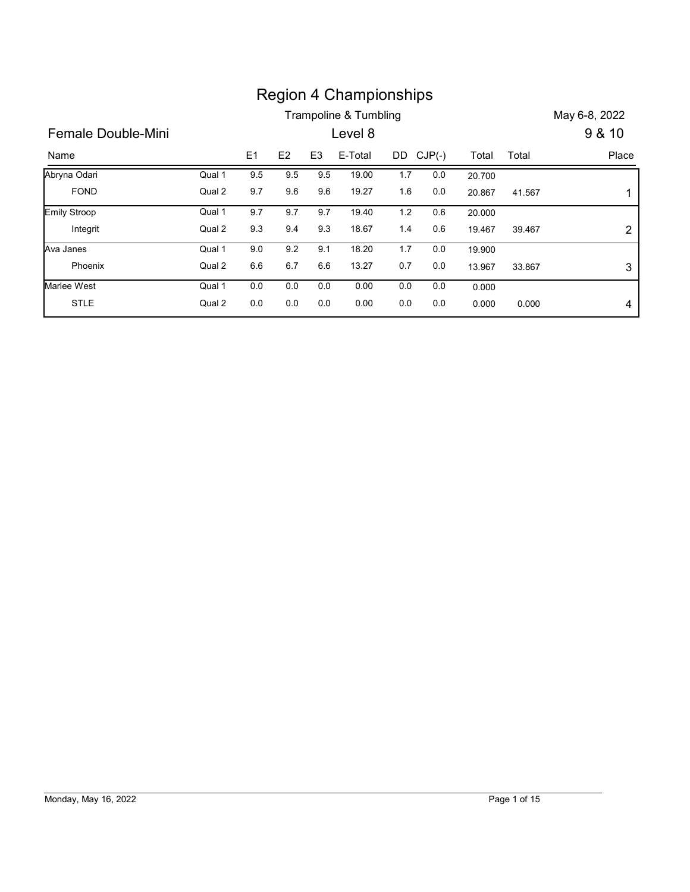# Region 4 Championships

Trampoline & Tumbling

May 6-8, 2022

## Female Double-Mini

Level 8

9 & 10

| Name | | E1 | E2 | E3 | E-Total | DD | CJP(-) | Total | Total | Place |
|---|---|---|---|---|---|---|---|---|---|---|
| Abryna Odari | Qual 1 | 9.5 | 9.5 | 9.5 | 19.00 | 1.7 | 0.0 | 20.700 | | |
| FOND | Qual 2 | 9.7 | 9.6 | 9.6 | 19.27 | 1.6 | 0.0 | 20.867 | 41.567 | 1 |
| Emily Stroop | Qual 1 | 9.7 | 9.7 | 9.7 | 19.40 | 1.2 | 0.6 | 20.000 | | |
| Integrit | Qual 2 | 9.3 | 9.4 | 9.3 | 18.67 | 1.4 | 0.6 | 19.467 | 39.467 | 2 |
| Ava Janes | Qual 1 | 9.0 | 9.2 | 9.1 | 18.20 | 1.7 | 0.0 | 19.900 | | |
| Phoenix | Qual 2 | 6.6 | 6.7 | 6.6 | 13.27 | 0.7 | 0.0 | 13.967 | 33.867 | 3 |
| Marlee West | Qual 1 | 0.0 | 0.0 | 0.0 | 0.00 | 0.0 | 0.0 | 0.000 | | |
| STLE | Qual 2 | 0.0 | 0.0 | 0.0 | 0.00 | 0.0 | 0.0 | 0.000 | 0.000 | 4 |

Monday, May 16, 2022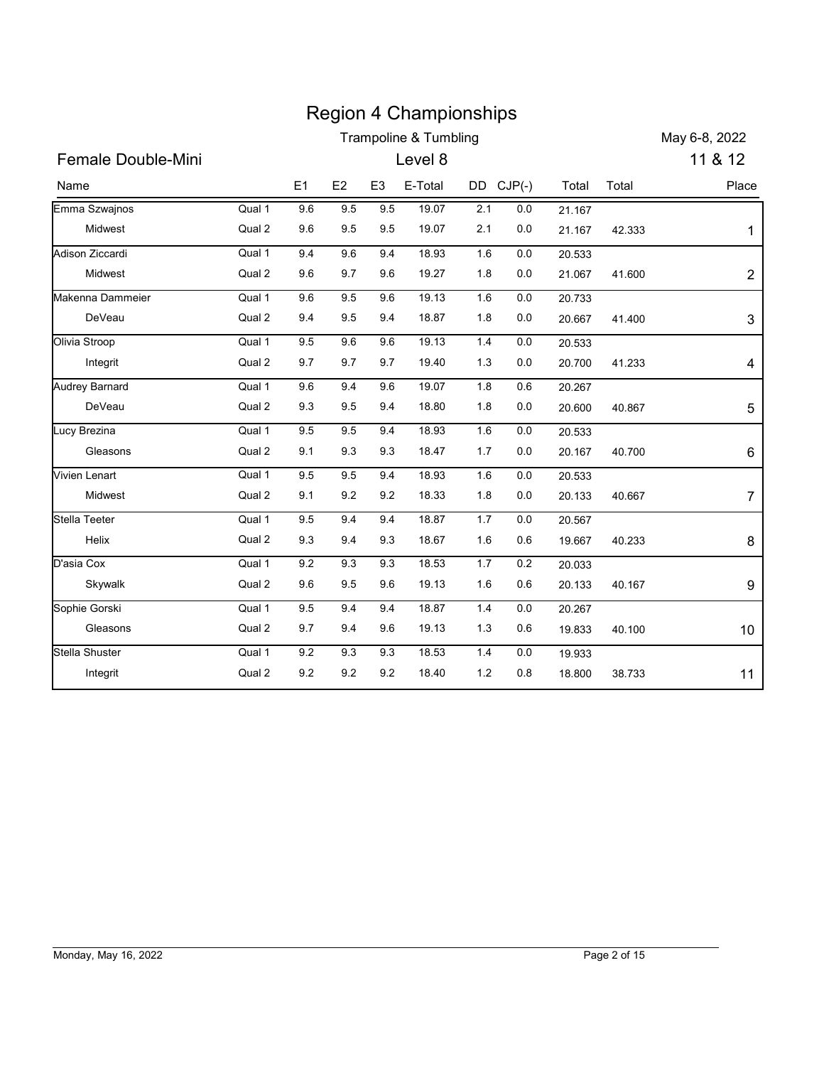# Region 4 Championships

## Trampoline & Tumbling

May 6-8, 2022

### Female Double-Mini — Level 8 — 11 & 12

| Name | | E1 | E2 | E3 | E-Total | DD | CJP(-) | Total | Total | Place |
|---|---|---|---|---|---|---|---|---|---|---|
| Emma Szwajnos | Qual 1 | 9.6 | 9.5 | 9.5 | 19.07 | 2.1 | 0.0 | 21.167 | | |
| Midwest | Qual 2 | 9.6 | 9.5 | 9.5 | 19.07 | 2.1 | 0.0 | 21.167 | 42.333 | 1 |
| Adison Ziccardi | Qual 1 | 9.4 | 9.6 | 9.4 | 18.93 | 1.6 | 0.0 | 20.533 | | |
| Midwest | Qual 2 | 9.6 | 9.7 | 9.6 | 19.27 | 1.8 | 0.0 | 21.067 | 41.600 | 2 |
| Makenna Dammeier | Qual 1 | 9.6 | 9.5 | 9.6 | 19.13 | 1.6 | 0.0 | 20.733 | | |
| DeVeau | Qual 2 | 9.4 | 9.5 | 9.4 | 18.87 | 1.8 | 0.0 | 20.667 | 41.400 | 3 |
| Olivia Stroop | Qual 1 | 9.5 | 9.6 | 9.6 | 19.13 | 1.4 | 0.0 | 20.533 | | |
| Integrit | Qual 2 | 9.7 | 9.7 | 9.7 | 19.40 | 1.3 | 0.0 | 20.700 | 41.233 | 4 |
| Audrey Barnard | Qual 1 | 9.6 | 9.4 | 9.6 | 19.07 | 1.8 | 0.6 | 20.267 | | |
| DeVeau | Qual 2 | 9.3 | 9.5 | 9.4 | 18.80 | 1.8 | 0.0 | 20.600 | 40.867 | 5 |
| Lucy Brezina | Qual 1 | 9.5 | 9.5 | 9.4 | 18.93 | 1.6 | 0.0 | 20.533 | | |
| Gleasons | Qual 2 | 9.1 | 9.3 | 9.3 | 18.47 | 1.7 | 0.0 | 20.167 | 40.700 | 6 |
| Vivien Lenart | Qual 1 | 9.5 | 9.5 | 9.4 | 18.93 | 1.6 | 0.0 | 20.533 | | |
| Midwest | Qual 2 | 9.1 | 9.2 | 9.2 | 18.33 | 1.8 | 0.0 | 20.133 | 40.667 | 7 |
| Stella Teeter | Qual 1 | 9.5 | 9.4 | 9.4 | 18.87 | 1.7 | 0.0 | 20.567 | | |
| Helix | Qual 2 | 9.3 | 9.4 | 9.3 | 18.67 | 1.6 | 0.6 | 19.667 | 40.233 | 8 |
| D'asia Cox | Qual 1 | 9.2 | 9.3 | 9.3 | 18.53 | 1.7 | 0.2 | 20.033 | | |
| Skywalk | Qual 2 | 9.6 | 9.5 | 9.6 | 19.13 | 1.6 | 0.6 | 20.133 | 40.167 | 9 |
| Sophie Gorski | Qual 1 | 9.5 | 9.4 | 9.4 | 18.87 | 1.4 | 0.0 | 20.267 | | |
| Gleasons | Qual 2 | 9.7 | 9.4 | 9.6 | 19.13 | 1.3 | 0.6 | 19.833 | 40.100 | 10 |
| Stella Shuster | Qual 1 | 9.2 | 9.3 | 9.3 | 18.53 | 1.4 | 0.0 | 19.933 | | |
| Integrit | Qual 2 | 9.2 | 9.2 | 9.2 | 18.40 | 1.2 | 0.8 | 18.800 | 38.733 | 11 |

Monday, May 16, 2022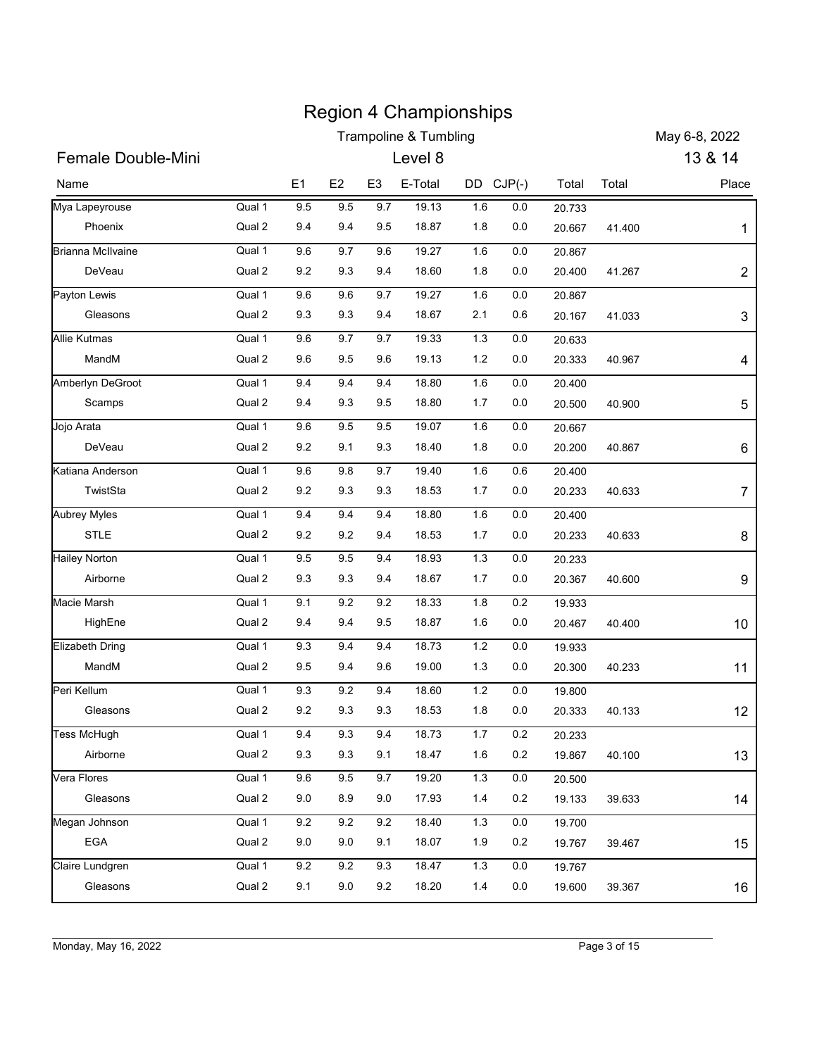# Region 4 Championships

## Trampoline & Tumbling

May 6-8, 2022

**Female Double-Mini** — Level 8 — 13 & 14

| Name | | E1 | E2 | E3 | E-Total | DD | CJP(-) | Total | Total | Place |
|---|---|---|---|---|---|---|---|---|---|---|
| Mya Lapeyrouse | Qual 1 | 9.5 | 9.5 | 9.7 | 19.13 | 1.6 | 0.0 | 20.733 | | |
| Phoenix | Qual 2 | 9.4 | 9.4 | 9.5 | 18.87 | 1.8 | 0.0 | 20.667 | 41.400 | 1 |
| Brianna McIlvaine | Qual 1 | 9.6 | 9.7 | 9.6 | 19.27 | 1.6 | 0.0 | 20.867 | | |
| DeVeau | Qual 2 | 9.2 | 9.3 | 9.4 | 18.60 | 1.8 | 0.0 | 20.400 | 41.267 | 2 |
| Payton Lewis | Qual 1 | 9.6 | 9.6 | 9.7 | 19.27 | 1.6 | 0.0 | 20.867 | | |
| Gleasons | Qual 2 | 9.3 | 9.3 | 9.4 | 18.67 | 2.1 | 0.6 | 20.167 | 41.033 | 3 |
| Allie Kutmas | Qual 1 | 9.6 | 9.7 | 9.7 | 19.33 | 1.3 | 0.0 | 20.633 | | |
| MandM | Qual 2 | 9.6 | 9.5 | 9.6 | 19.13 | 1.2 | 0.0 | 20.333 | 40.967 | 4 |
| Amberlyn DeGroot | Qual 1 | 9.4 | 9.4 | 9.4 | 18.80 | 1.6 | 0.0 | 20.400 | | |
| Scamps | Qual 2 | 9.4 | 9.3 | 9.5 | 18.80 | 1.7 | 0.0 | 20.500 | 40.900 | 5 |
| Jojo Arata | Qual 1 | 9.6 | 9.5 | 9.5 | 19.07 | 1.6 | 0.0 | 20.667 | | |
| DeVeau | Qual 2 | 9.2 | 9.1 | 9.3 | 18.40 | 1.8 | 0.0 | 20.200 | 40.867 | 6 |
| Katiana Anderson | Qual 1 | 9.6 | 9.8 | 9.7 | 19.40 | 1.6 | 0.6 | 20.400 | | |
| TwistSta | Qual 2 | 9.2 | 9.3 | 9.3 | 18.53 | 1.7 | 0.0 | 20.233 | 40.633 | 7 |
| Aubrey Myles | Qual 1 | 9.4 | 9.4 | 9.4 | 18.80 | 1.6 | 0.0 | 20.400 | | |
| STLE | Qual 2 | 9.2 | 9.2 | 9.4 | 18.53 | 1.7 | 0.0 | 20.233 | 40.633 | 8 |
| Hailey Norton | Qual 1 | 9.5 | 9.5 | 9.4 | 18.93 | 1.3 | 0.0 | 20.233 | | |
| Airborne | Qual 2 | 9.3 | 9.3 | 9.4 | 18.67 | 1.7 | 0.0 | 20.367 | 40.600 | 9 |
| Macie Marsh | Qual 1 | 9.1 | 9.2 | 9.2 | 18.33 | 1.8 | 0.2 | 19.933 | | |
| HighEne | Qual 2 | 9.4 | 9.4 | 9.5 | 18.87 | 1.6 | 0.0 | 20.467 | 40.400 | 10 |
| Elizabeth Dring | Qual 1 | 9.3 | 9.4 | 9.4 | 18.73 | 1.2 | 0.0 | 19.933 | | |
| MandM | Qual 2 | 9.5 | 9.4 | 9.6 | 19.00 | 1.3 | 0.0 | 20.300 | 40.233 | 11 |
| Peri Kellum | Qual 1 | 9.3 | 9.2 | 9.4 | 18.60 | 1.2 | 0.0 | 19.800 | | |
| Gleasons | Qual 2 | 9.2 | 9.3 | 9.3 | 18.53 | 1.8 | 0.0 | 20.333 | 40.133 | 12 |
| Tess McHugh | Qual 1 | 9.4 | 9.3 | 9.4 | 18.73 | 1.7 | 0.2 | 20.233 | | |
| Airborne | Qual 2 | 9.3 | 9.3 | 9.1 | 18.47 | 1.6 | 0.2 | 19.867 | 40.100 | 13 |
| Vera Flores | Qual 1 | 9.6 | 9.5 | 9.7 | 19.20 | 1.3 | 0.0 | 20.500 | | |
| Gleasons | Qual 2 | 9.0 | 8.9 | 9.0 | 17.93 | 1.4 | 0.2 | 19.133 | 39.633 | 14 |
| Megan Johnson | Qual 1 | 9.2 | 9.2 | 9.2 | 18.40 | 1.3 | 0.0 | 19.700 | | |
| EGA | Qual 2 | 9.0 | 9.0 | 9.1 | 18.07 | 1.9 | 0.2 | 19.767 | 39.467 | 15 |
| Claire Lundgren | Qual 1 | 9.2 | 9.2 | 9.3 | 18.47 | 1.3 | 0.0 | 19.767 | | |
| Gleasons | Qual 2 | 9.1 | 9.0 | 9.2 | 18.20 | 1.4 | 0.0 | 19.600 | 39.367 | 16 |

Monday, May 16, 2022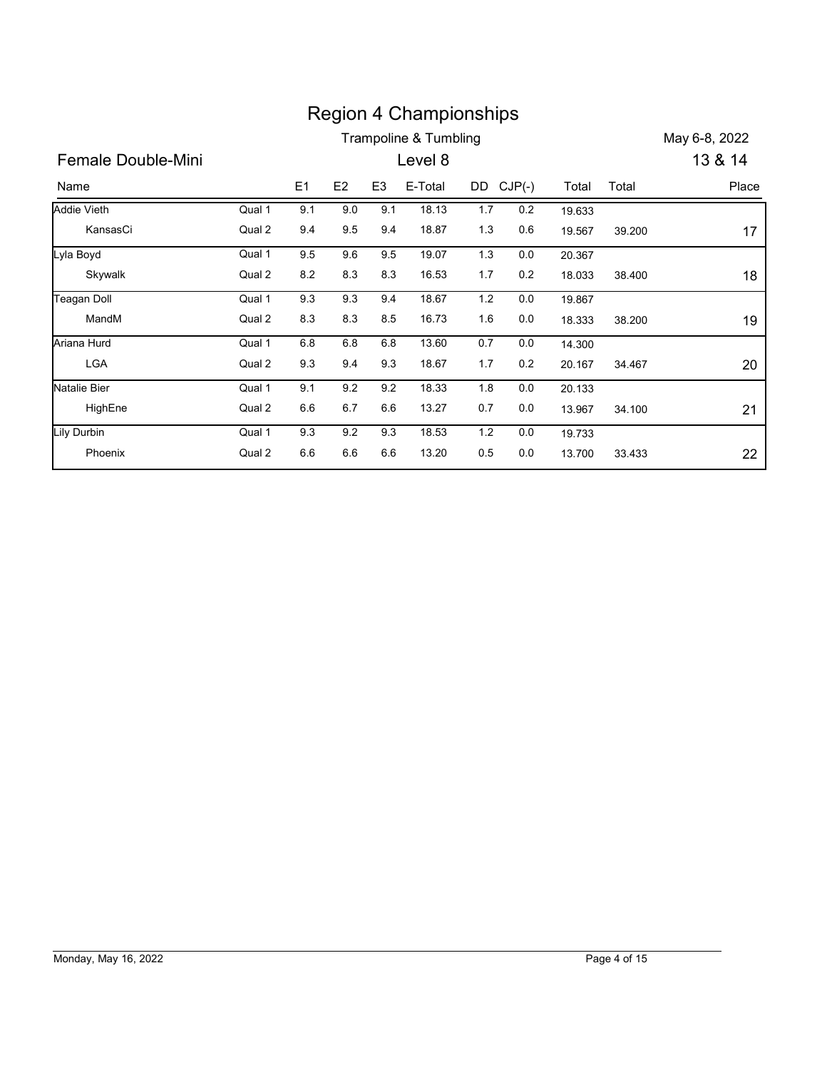# Region 4 Championships

Trampoline & Tumbling

May 6-8, 2022

## Female Double-Mini

Level 8

13 & 14

| Name | | E1 | E2 | E3 | E-Total | DD | CJP(-) | Total | Total | Place |
|---|---|---|---|---|---|---|---|---|---|---|
| Addie Vieth | Qual 1 | 9.1 | 9.0 | 9.1 | 18.13 | 1.7 | 0.2 | 19.633 | | |
| KansasCi | Qual 2 | 9.4 | 9.5 | 9.4 | 18.87 | 1.3 | 0.6 | 19.567 | 39.200 | 17 |
| Lyla Boyd | Qual 1 | 9.5 | 9.6 | 9.5 | 19.07 | 1.3 | 0.0 | 20.367 | | |
| Skywalk | Qual 2 | 8.2 | 8.3 | 8.3 | 16.53 | 1.7 | 0.2 | 18.033 | 38.400 | 18 |
| Teagan Doll | Qual 1 | 9.3 | 9.3 | 9.4 | 18.67 | 1.2 | 0.0 | 19.867 | | |
| MandM | Qual 2 | 8.3 | 8.3 | 8.5 | 16.73 | 1.6 | 0.0 | 18.333 | 38.200 | 19 |
| Ariana Hurd | Qual 1 | 6.8 | 6.8 | 6.8 | 13.60 | 0.7 | 0.0 | 14.300 | | |
| LGA | Qual 2 | 9.3 | 9.4 | 9.3 | 18.67 | 1.7 | 0.2 | 20.167 | 34.467 | 20 |
| Natalie Bier | Qual 1 | 9.1 | 9.2 | 9.2 | 18.33 | 1.8 | 0.0 | 20.133 | | |
| HighEne | Qual 2 | 6.6 | 6.7 | 6.6 | 13.27 | 0.7 | 0.0 | 13.967 | 34.100 | 21 |
| Lily Durbin | Qual 1 | 9.3 | 9.2 | 9.3 | 18.53 | 1.2 | 0.0 | 19.733 | | |
| Phoenix | Qual 2 | 6.6 | 6.6 | 6.6 | 13.20 | 0.5 | 0.0 | 13.700 | 33.433 | 22 |

Monday, May 16, 2022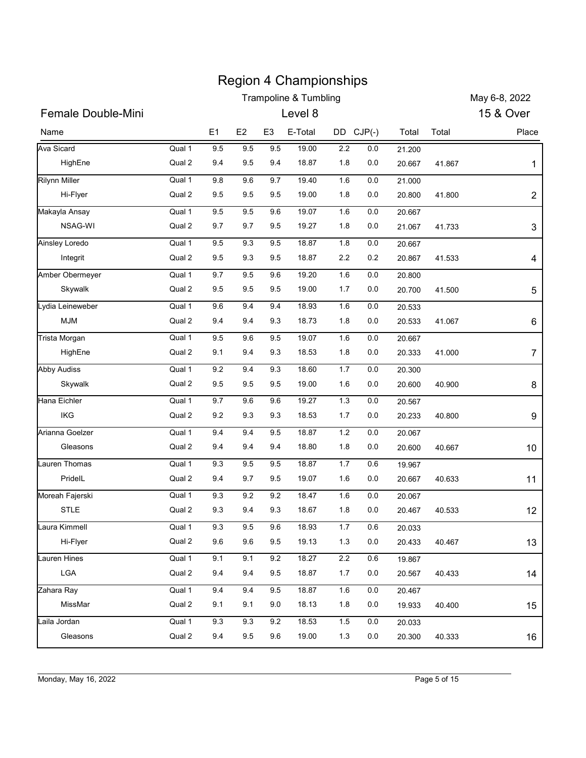# Region 4 Championships

Trampoline & Tumbling

May 6-8, 2022

## Female Double-Mini

Level 8

15 & Over

| Name | | E1 | E2 | E3 | E-Total | DD | CJP(-) | Total | Total | Place |
|---|---|---|---|---|---|---|---|---|---|---|
| Ava Sicard | Qual 1 | 9.5 | 9.5 | 9.5 | 19.00 | 2.2 | 0.0 | 21.200 | | |
| HighEne | Qual 2 | 9.4 | 9.5 | 9.4 | 18.87 | 1.8 | 0.0 | 20.667 | 41.867 | 1 |
| Rilynn Miller | Qual 1 | 9.8 | 9.6 | 9.7 | 19.40 | 1.6 | 0.0 | 21.000 | | |
| Hi-Flyer | Qual 2 | 9.5 | 9.5 | 9.5 | 19.00 | 1.8 | 0.0 | 20.800 | 41.800 | 2 |
| Makayla Ansay | Qual 1 | 9.5 | 9.5 | 9.6 | 19.07 | 1.6 | 0.0 | 20.667 | | |
| NSAG-WI | Qual 2 | 9.7 | 9.7 | 9.5 | 19.27 | 1.8 | 0.0 | 21.067 | 41.733 | 3 |
| Ainsley Loredo | Qual 1 | 9.5 | 9.3 | 9.5 | 18.87 | 1.8 | 0.0 | 20.667 | | |
| Integrit | Qual 2 | 9.5 | 9.3 | 9.5 | 18.87 | 2.2 | 0.2 | 20.867 | 41.533 | 4 |
| Amber Obermeyer | Qual 1 | 9.7 | 9.5 | 9.6 | 19.20 | 1.6 | 0.0 | 20.800 | | |
| Skywalk | Qual 2 | 9.5 | 9.5 | 9.5 | 19.00 | 1.7 | 0.0 | 20.700 | 41.500 | 5 |
| Lydia Leineweber | Qual 1 | 9.6 | 9.4 | 9.4 | 18.93 | 1.6 | 0.0 | 20.533 | | |
| MJM | Qual 2 | 9.4 | 9.4 | 9.3 | 18.73 | 1.8 | 0.0 | 20.533 | 41.067 | 6 |
| Trista Morgan | Qual 1 | 9.5 | 9.6 | 9.5 | 19.07 | 1.6 | 0.0 | 20.667 | | |
| HighEne | Qual 2 | 9.1 | 9.4 | 9.3 | 18.53 | 1.8 | 0.0 | 20.333 | 41.000 | 7 |
| Abby Audiss | Qual 1 | 9.2 | 9.4 | 9.3 | 18.60 | 1.7 | 0.0 | 20.300 | | |
| Skywalk | Qual 2 | 9.5 | 9.5 | 9.5 | 19.00 | 1.6 | 0.0 | 20.600 | 40.900 | 8 |
| Hana Eichler | Qual 1 | 9.7 | 9.6 | 9.6 | 19.27 | 1.3 | 0.0 | 20.567 | | |
| IKG | Qual 2 | 9.2 | 9.3 | 9.3 | 18.53 | 1.7 | 0.0 | 20.233 | 40.800 | 9 |
| Arianna Goelzer | Qual 1 | 9.4 | 9.4 | 9.5 | 18.87 | 1.2 | 0.0 | 20.067 | | |
| Gleasons | Qual 2 | 9.4 | 9.4 | 9.4 | 18.80 | 1.8 | 0.0 | 20.600 | 40.667 | 10 |
| Lauren Thomas | Qual 1 | 9.3 | 9.5 | 9.5 | 18.87 | 1.7 | 0.6 | 19.967 | | |
| PrideIL | Qual 2 | 9.4 | 9.7 | 9.5 | 19.07 | 1.6 | 0.0 | 20.667 | 40.633 | 11 |
| Moreah Fajerski | Qual 1 | 9.3 | 9.2 | 9.2 | 18.47 | 1.6 | 0.0 | 20.067 | | |
| STLE | Qual 2 | 9.3 | 9.4 | 9.3 | 18.67 | 1.8 | 0.0 | 20.467 | 40.533 | 12 |
| Laura Kimmell | Qual 1 | 9.3 | 9.5 | 9.6 | 18.93 | 1.7 | 0.6 | 20.033 | | |
| Hi-Flyer | Qual 2 | 9.6 | 9.6 | 9.5 | 19.13 | 1.3 | 0.0 | 20.433 | 40.467 | 13 |
| Lauren Hines | Qual 1 | 9.1 | 9.1 | 9.2 | 18.27 | 2.2 | 0.6 | 19.867 | | |
| LGA | Qual 2 | 9.4 | 9.4 | 9.5 | 18.87 | 1.7 | 0.0 | 20.567 | 40.433 | 14 |
| Zahara Ray | Qual 1 | 9.4 | 9.4 | 9.5 | 18.87 | 1.6 | 0.0 | 20.467 | | |
| MissMar | Qual 2 | 9.1 | 9.1 | 9.0 | 18.13 | 1.8 | 0.0 | 19.933 | 40.400 | 15 |
| Laila Jordan | Qual 1 | 9.3 | 9.3 | 9.2 | 18.53 | 1.5 | 0.0 | 20.033 | | |
| Gleasons | Qual 2 | 9.4 | 9.5 | 9.6 | 19.00 | 1.3 | 0.0 | 20.300 | 40.333 | 16 |

Monday, May 16, 2022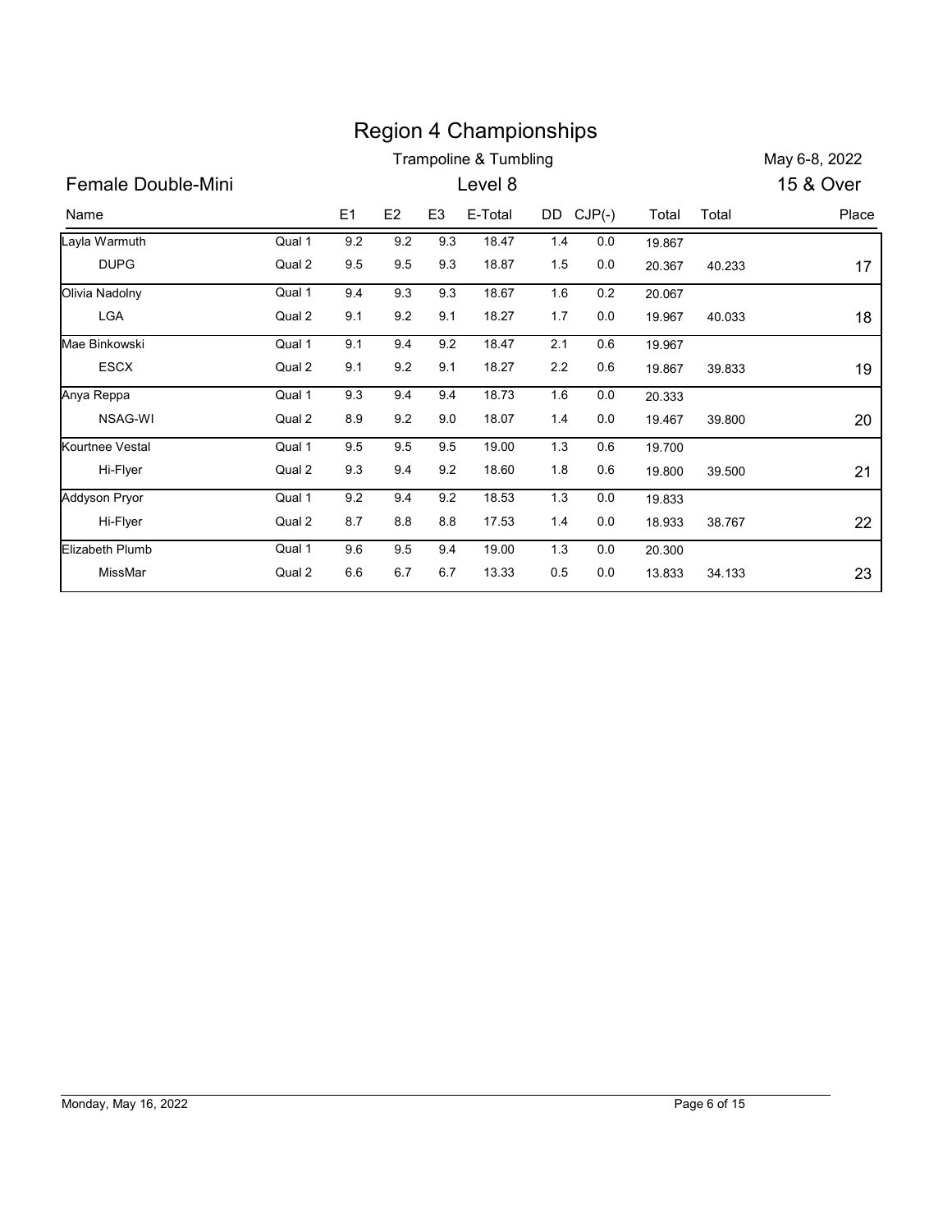# Region 4 Championships

Trampoline & Tumbling

May 6-8, 2022

## Female Double-Mini

Level 8

15 & Over

| Name | | E1 | E2 | E3 | E-Total | DD | CJP(-) | Total | Total | Place |
|---|---|---|---|---|---|---|---|---|---|---|
| Layla Warmuth | Qual 1 | 9.2 | 9.2 | 9.3 | 18.47 | 1.4 | 0.0 | 19.867 | | |
| DUPG | Qual 2 | 9.5 | 9.5 | 9.3 | 18.87 | 1.5 | 0.0 | 20.367 | 40.233 | 17 |
| Olivia Nadolny | Qual 1 | 9.4 | 9.3 | 9.3 | 18.67 | 1.6 | 0.2 | 20.067 | | |
| LGA | Qual 2 | 9.1 | 9.2 | 9.1 | 18.27 | 1.7 | 0.0 | 19.967 | 40.033 | 18 |
| Mae Binkowski | Qual 1 | 9.1 | 9.4 | 9.2 | 18.47 | 2.1 | 0.6 | 19.967 | | |
| ESCX | Qual 2 | 9.1 | 9.2 | 9.1 | 18.27 | 2.2 | 0.6 | 19.867 | 39.833 | 19 |
| Anya Reppa | Qual 1 | 9.3 | 9.4 | 9.4 | 18.73 | 1.6 | 0.0 | 20.333 | | |
| NSAG-WI | Qual 2 | 8.9 | 9.2 | 9.0 | 18.07 | 1.4 | 0.0 | 19.467 | 39.800 | 20 |
| Kourtnee Vestal | Qual 1 | 9.5 | 9.5 | 9.5 | 19.00 | 1.3 | 0.6 | 19.700 | | |
| Hi-Flyer | Qual 2 | 9.3 | 9.4 | 9.2 | 18.60 | 1.8 | 0.6 | 19.800 | 39.500 | 21 |
| Addyson Pryor | Qual 1 | 9.2 | 9.4 | 9.2 | 18.53 | 1.3 | 0.0 | 19.833 | | |
| Hi-Flyer | Qual 2 | 8.7 | 8.8 | 8.8 | 17.53 | 1.4 | 0.0 | 18.933 | 38.767 | 22 |
| Elizabeth Plumb | Qual 1 | 9.6 | 9.5 | 9.4 | 19.00 | 1.3 | 0.0 | 20.300 | | |
| MissMar | Qual 2 | 6.6 | 6.7 | 6.7 | 13.33 | 0.5 | 0.0 | 13.833 | 34.133 | 23 |

Monday, May 16, 2022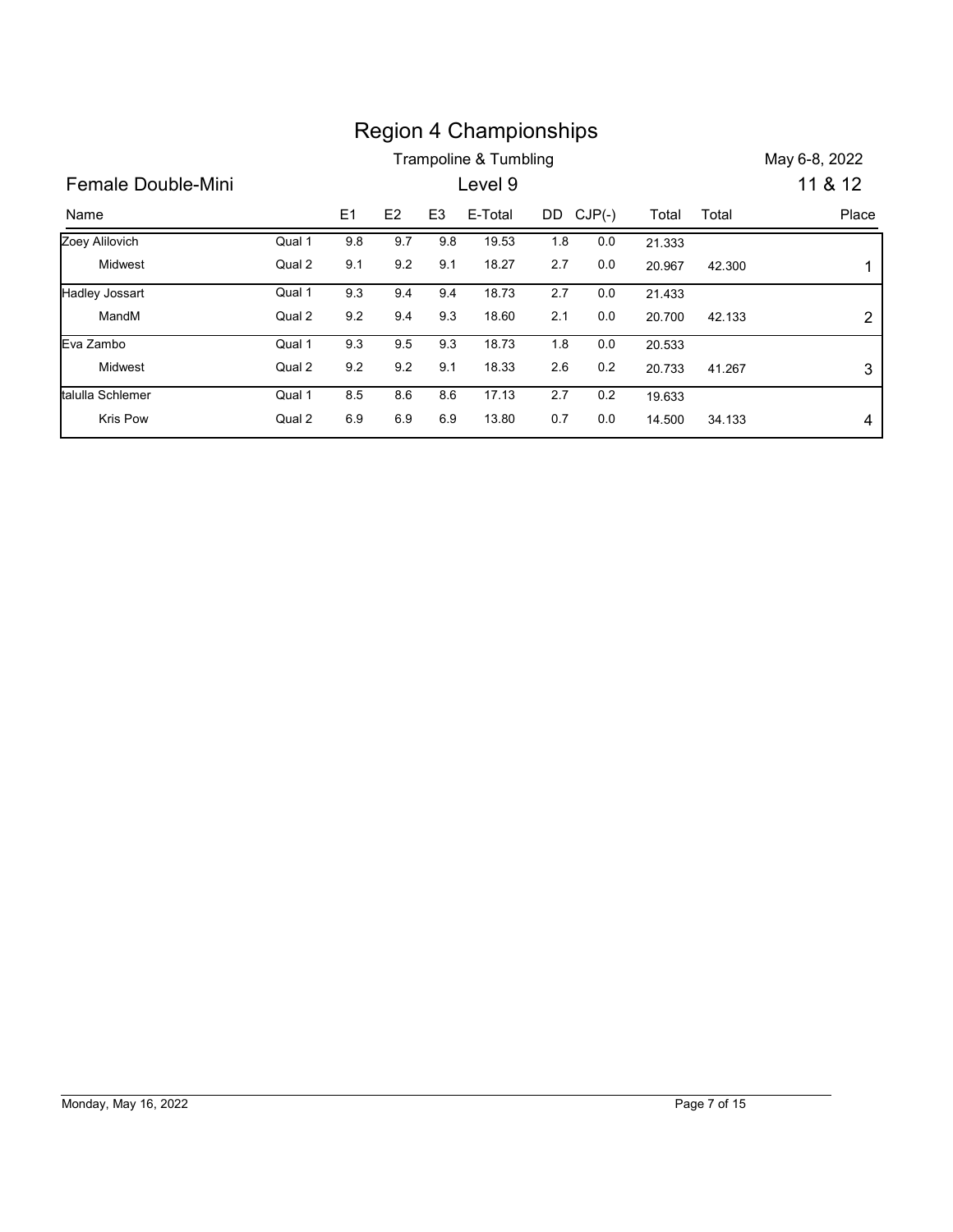# Region 4 Championships

Trampoline & Tumbling

May 6-8, 2022

## Female Double-Mini

Level 9

11 & 12

| Name | | E1 | E2 | E3 | E-Total | DD | CJP(-) | Total | Total | Place |
|---|---|---|---|---|---|---|---|---|---|---|
| Zoey Alilovich | Qual 1 | 9.8 | 9.7 | 9.8 | 19.53 | 1.8 | 0.0 | 21.333 | | |
| Midwest | Qual 2 | 9.1 | 9.2 | 9.1 | 18.27 | 2.7 | 0.0 | 20.967 | 42.300 | 1 |
| Hadley Jossart | Qual 1 | 9.3 | 9.4 | 9.4 | 18.73 | 2.7 | 0.0 | 21.433 | | |
| MandM | Qual 2 | 9.2 | 9.4 | 9.3 | 18.60 | 2.1 | 0.0 | 20.700 | 42.133 | 2 |
| Eva Zambo | Qual 1 | 9.3 | 9.5 | 9.3 | 18.73 | 1.8 | 0.0 | 20.533 | | |
| Midwest | Qual 2 | 9.2 | 9.2 | 9.1 | 18.33 | 2.6 | 0.2 | 20.733 | 41.267 | 3 |
| talulla Schlemer | Qual 1 | 8.5 | 8.6 | 8.6 | 17.13 | 2.7 | 0.2 | 19.633 | | |
| Kris Pow | Qual 2 | 6.9 | 6.9 | 6.9 | 13.80 | 0.7 | 0.0 | 14.500 | 34.133 | 4 |

Monday, May 16, 2022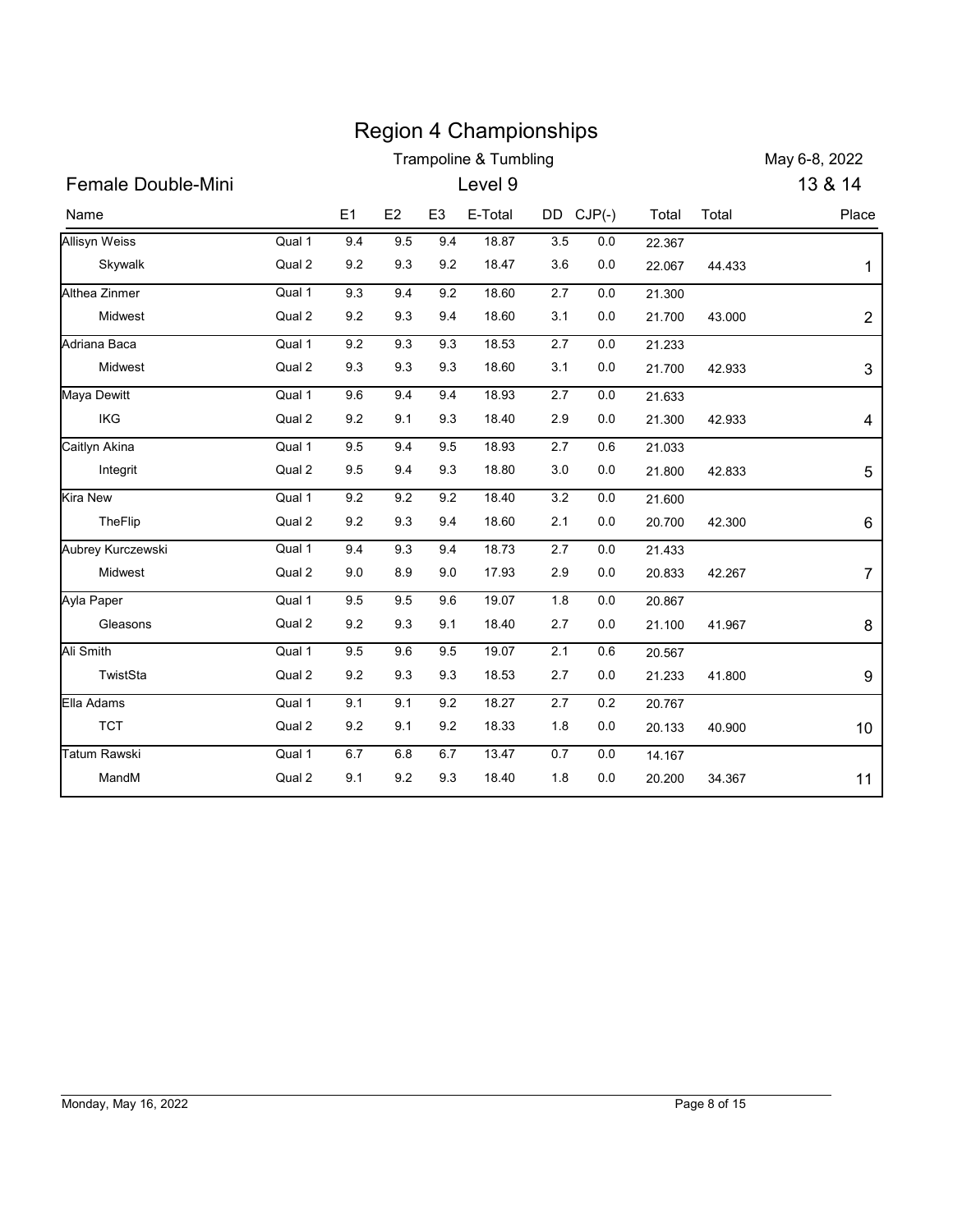# Region 4 Championships

## Trampoline & Tumbling

May 6-8, 2022

### Female Double-Mini

Level 9

13 & 14

| Name | | E1 | E2 | E3 | E-Total | DD | CJP(-) | Total | Total | Place |
|---|---|---|---|---|---|---|---|---|---|---|
| Allisyn Weiss | Qual 1 | 9.4 | 9.5 | 9.4 | 18.87 | 3.5 | 0.0 | 22.367 | | |
| Skywalk | Qual 2 | 9.2 | 9.3 | 9.2 | 18.47 | 3.6 | 0.0 | 22.067 | 44.433 | 1 |
| Althea Zinmer | Qual 1 | 9.3 | 9.4 | 9.2 | 18.60 | 2.7 | 0.0 | 21.300 | | |
| Midwest | Qual 2 | 9.2 | 9.3 | 9.4 | 18.60 | 3.1 | 0.0 | 21.700 | 43.000 | 2 |
| Adriana Baca | Qual 1 | 9.2 | 9.3 | 9.3 | 18.53 | 2.7 | 0.0 | 21.233 | | |
| Midwest | Qual 2 | 9.3 | 9.3 | 9.3 | 18.60 | 3.1 | 0.0 | 21.700 | 42.933 | 3 |
| Maya Dewitt | Qual 1 | 9.6 | 9.4 | 9.4 | 18.93 | 2.7 | 0.0 | 21.633 | | |
| IKG | Qual 2 | 9.2 | 9.1 | 9.3 | 18.40 | 2.9 | 0.0 | 21.300 | 42.933 | 4 |
| Caitlyn Akina | Qual 1 | 9.5 | 9.4 | 9.5 | 18.93 | 2.7 | 0.6 | 21.033 | | |
| Integrit | Qual 2 | 9.5 | 9.4 | 9.3 | 18.80 | 3.0 | 0.0 | 21.800 | 42.833 | 5 |
| Kira New | Qual 1 | 9.2 | 9.2 | 9.2 | 18.40 | 3.2 | 0.0 | 21.600 | | |
| TheFlip | Qual 2 | 9.2 | 9.3 | 9.4 | 18.60 | 2.1 | 0.0 | 20.700 | 42.300 | 6 |
| Aubrey Kurczewski | Qual 1 | 9.4 | 9.3 | 9.4 | 18.73 | 2.7 | 0.0 | 21.433 | | |
| Midwest | Qual 2 | 9.0 | 8.9 | 9.0 | 17.93 | 2.9 | 0.0 | 20.833 | 42.267 | 7 |
| Ayla Paper | Qual 1 | 9.5 | 9.5 | 9.6 | 19.07 | 1.8 | 0.0 | 20.867 | | |
| Gleasons | Qual 2 | 9.2 | 9.3 | 9.1 | 18.40 | 2.7 | 0.0 | 21.100 | 41.967 | 8 |
| Ali Smith | Qual 1 | 9.5 | 9.6 | 9.5 | 19.07 | 2.1 | 0.6 | 20.567 | | |
| TwistSta | Qual 2 | 9.2 | 9.3 | 9.3 | 18.53 | 2.7 | 0.0 | 21.233 | 41.800 | 9 |
| Ella Adams | Qual 1 | 9.1 | 9.1 | 9.2 | 18.27 | 2.7 | 0.2 | 20.767 | | |
| TCT | Qual 2 | 9.2 | 9.1 | 9.2 | 18.33 | 1.8 | 0.0 | 20.133 | 40.900 | 10 |
| Tatum Rawski | Qual 1 | 6.7 | 6.8 | 6.7 | 13.47 | 0.7 | 0.0 | 14.167 | | |
| MandM | Qual 2 | 9.1 | 9.2 | 9.3 | 18.40 | 1.8 | 0.0 | 20.200 | 34.367 | 11 |

Monday, May 16, 2022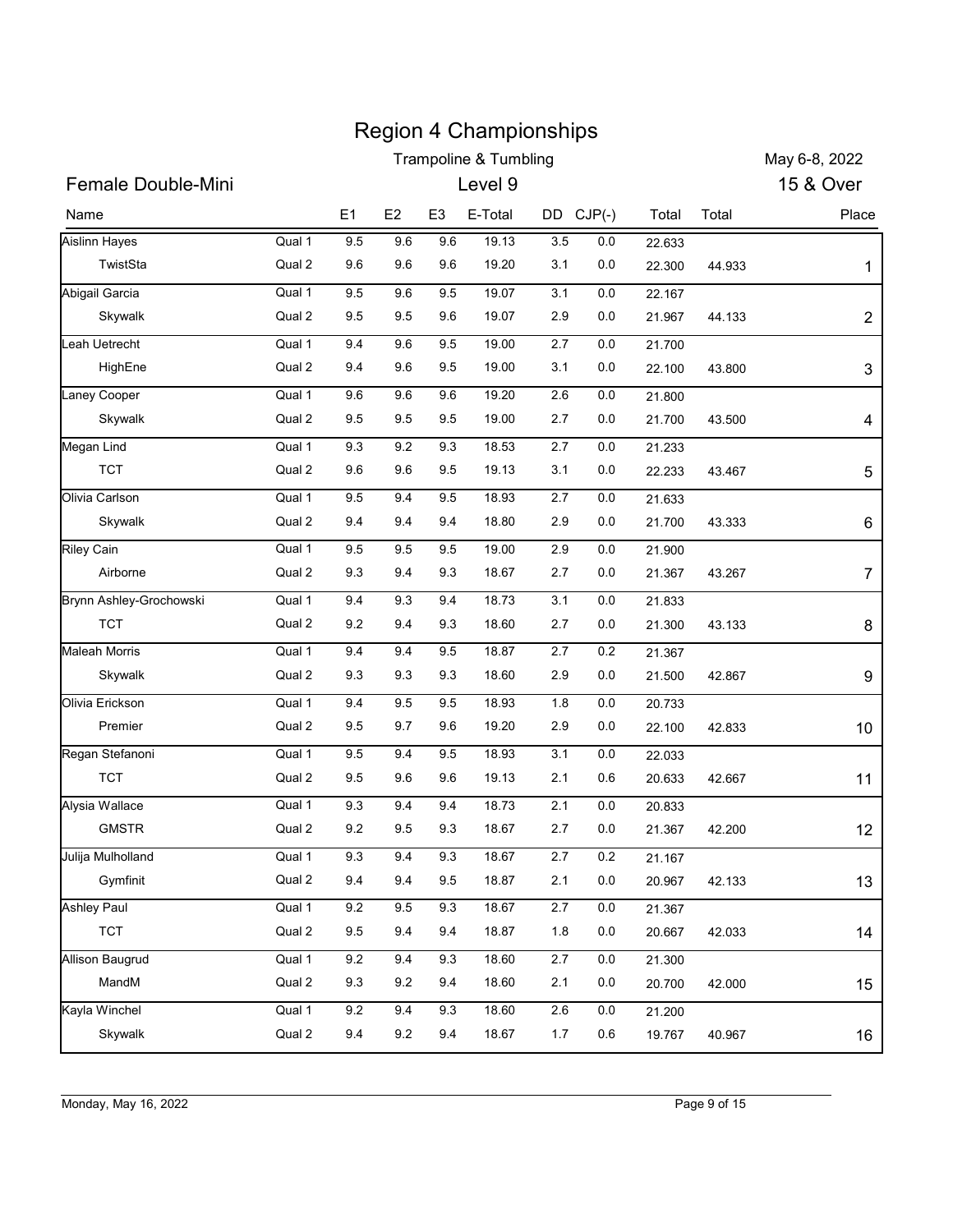# Region 4 Championships

## Trampoline & Tumbling

May 6-8, 2022

### Female Double-Mini — Level 9 — 15 & Over

| Name | | E1 | E2 | E3 | E-Total | DD | CJP(-) | Total | Total | Place |
|---|---|---|---|---|---|---|---|---|---|---|
| Aislinn Hayes | Qual 1 | 9.5 | 9.6 | 9.6 | 19.13 | 3.5 | 0.0 | 22.633 | | |
| TwistSta | Qual 2 | 9.6 | 9.6 | 9.6 | 19.20 | 3.1 | 0.0 | 22.300 | 44.933 | 1 |
| Abigail Garcia | Qual 1 | 9.5 | 9.6 | 9.5 | 19.07 | 3.1 | 0.0 | 22.167 | | |
| Skywalk | Qual 2 | 9.5 | 9.5 | 9.6 | 19.07 | 2.9 | 0.0 | 21.967 | 44.133 | 2 |
| Leah Uetrecht | Qual 1 | 9.4 | 9.6 | 9.5 | 19.00 | 2.7 | 0.0 | 21.700 | | |
| HighEne | Qual 2 | 9.4 | 9.6 | 9.5 | 19.00 | 3.1 | 0.0 | 22.100 | 43.800 | 3 |
| Laney Cooper | Qual 1 | 9.6 | 9.6 | 9.6 | 19.20 | 2.6 | 0.0 | 21.800 | | |
| Skywalk | Qual 2 | 9.5 | 9.5 | 9.5 | 19.00 | 2.7 | 0.0 | 21.700 | 43.500 | 4 |
| Megan Lind | Qual 1 | 9.3 | 9.2 | 9.3 | 18.53 | 2.7 | 0.0 | 21.233 | | |
| TCT | Qual 2 | 9.6 | 9.6 | 9.5 | 19.13 | 3.1 | 0.0 | 22.233 | 43.467 | 5 |
| Olivia Carlson | Qual 1 | 9.5 | 9.4 | 9.5 | 18.93 | 2.7 | 0.0 | 21.633 | | |
| Skywalk | Qual 2 | 9.4 | 9.4 | 9.4 | 18.80 | 2.9 | 0.0 | 21.700 | 43.333 | 6 |
| Riley Cain | Qual 1 | 9.5 | 9.5 | 9.5 | 19.00 | 2.9 | 0.0 | 21.900 | | |
| Airborne | Qual 2 | 9.3 | 9.4 | 9.3 | 18.67 | 2.7 | 0.0 | 21.367 | 43.267 | 7 |
| Brynn Ashley-Grochowski | Qual 1 | 9.4 | 9.3 | 9.4 | 18.73 | 3.1 | 0.0 | 21.833 | | |
| TCT | Qual 2 | 9.2 | 9.4 | 9.3 | 18.60 | 2.7 | 0.0 | 21.300 | 43.133 | 8 |
| Maleah Morris | Qual 1 | 9.4 | 9.4 | 9.5 | 18.87 | 2.7 | 0.2 | 21.367 | | |
| Skywalk | Qual 2 | 9.3 | 9.3 | 9.3 | 18.60 | 2.9 | 0.0 | 21.500 | 42.867 | 9 |
| Olivia Erickson | Qual 1 | 9.4 | 9.5 | 9.5 | 18.93 | 1.8 | 0.0 | 20.733 | | |
| Premier | Qual 2 | 9.5 | 9.7 | 9.6 | 19.20 | 2.9 | 0.0 | 22.100 | 42.833 | 10 |
| Regan Stefanoni | Qual 1 | 9.5 | 9.4 | 9.5 | 18.93 | 3.1 | 0.0 | 22.033 | | |
| TCT | Qual 2 | 9.5 | 9.6 | 9.6 | 19.13 | 2.1 | 0.6 | 20.633 | 42.667 | 11 |
| Alysia Wallace | Qual 1 | 9.3 | 9.4 | 9.4 | 18.73 | 2.1 | 0.0 | 20.833 | | |
| GMSTR | Qual 2 | 9.2 | 9.5 | 9.3 | 18.67 | 2.7 | 0.0 | 21.367 | 42.200 | 12 |
| Julija Mulholland | Qual 1 | 9.3 | 9.4 | 9.3 | 18.67 | 2.7 | 0.2 | 21.167 | | |
| Gymfinit | Qual 2 | 9.4 | 9.4 | 9.5 | 18.87 | 2.1 | 0.0 | 20.967 | 42.133 | 13 |
| Ashley Paul | Qual 1 | 9.2 | 9.5 | 9.3 | 18.67 | 2.7 | 0.0 | 21.367 | | |
| TCT | Qual 2 | 9.5 | 9.4 | 9.4 | 18.87 | 1.8 | 0.0 | 20.667 | 42.033 | 14 |
| Allison Baugrud | Qual 1 | 9.2 | 9.4 | 9.3 | 18.60 | 2.7 | 0.0 | 21.300 | | |
| MandM | Qual 2 | 9.3 | 9.2 | 9.4 | 18.60 | 2.1 | 0.0 | 20.700 | 42.000 | 15 |
| Kayla Winchel | Qual 1 | 9.2 | 9.4 | 9.3 | 18.60 | 2.6 | 0.0 | 21.200 | | |
| Skywalk | Qual 2 | 9.4 | 9.2 | 9.4 | 18.67 | 1.7 | 0.6 | 19.767 | 40.967 | 16 |

Monday, May 16, 2022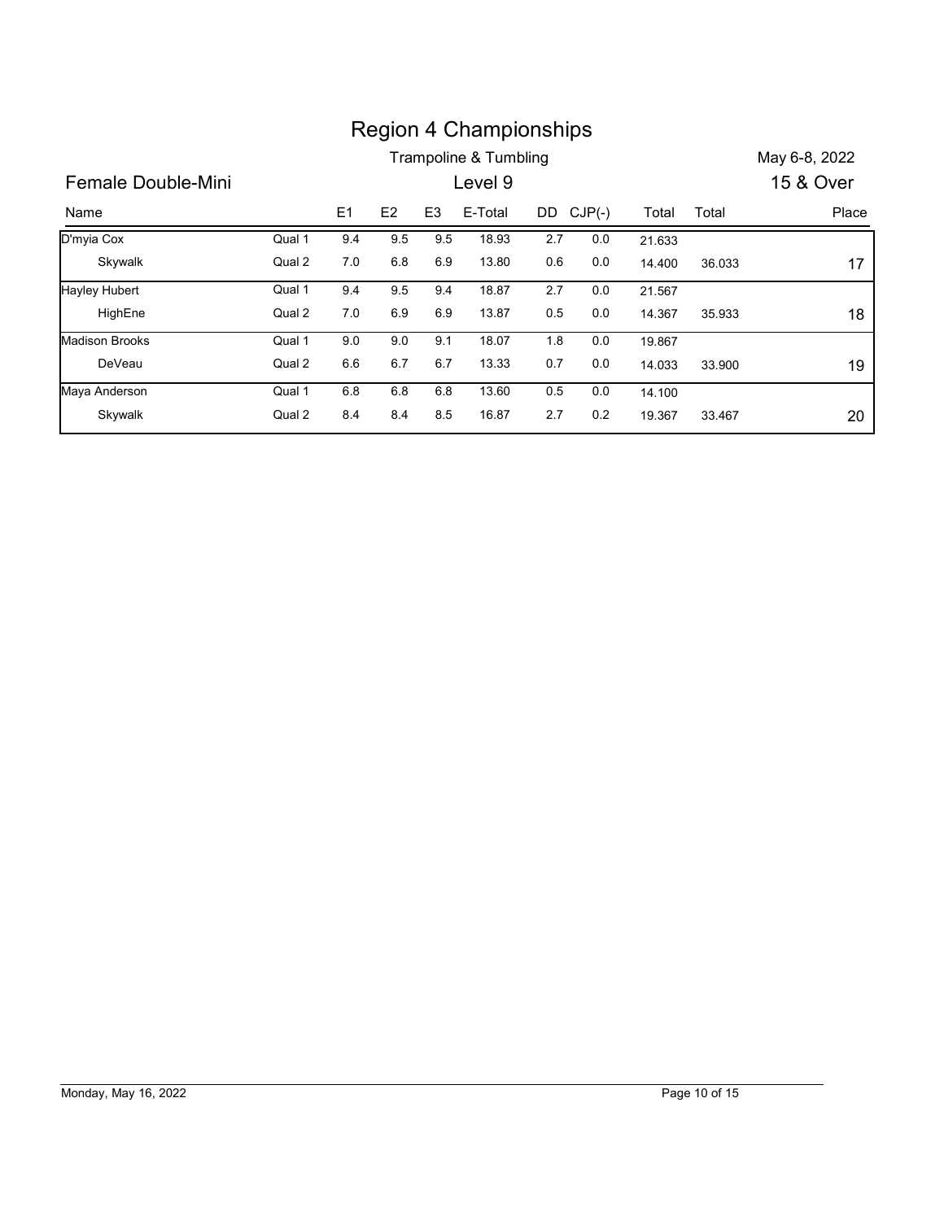# Region 4 Championships

Trampoline & Tumbling | May 6-8, 2022

## Female Double-Mini

Level 9 | 15 & Over

| Name | | E1 | E2 | E3 | E-Total | DD | CJP(-) | Total | Total | Place |
|---|---|---|---|---|---|---|---|---|---|---|
| D'myia Cox | Qual 1 | 9.4 | 9.5 | 9.5 | 18.93 | 2.7 | 0.0 | 21.633 | | |
| Skywalk | Qual 2 | 7.0 | 6.8 | 6.9 | 13.80 | 0.6 | 0.0 | 14.400 | 36.033 | 17 |
| Hayley Hubert | Qual 1 | 9.4 | 9.5 | 9.4 | 18.87 | 2.7 | 0.0 | 21.567 | | |
| HighEne | Qual 2 | 7.0 | 6.9 | 6.9 | 13.87 | 0.5 | 0.0 | 14.367 | 35.933 | 18 |
| Madison Brooks | Qual 1 | 9.0 | 9.0 | 9.1 | 18.07 | 1.8 | 0.0 | 19.867 | | |
| DeVeau | Qual 2 | 6.6 | 6.7 | 6.7 | 13.33 | 0.7 | 0.0 | 14.033 | 33.900 | 19 |
| Maya Anderson | Qual 1 | 6.8 | 6.8 | 6.8 | 13.60 | 0.5 | 0.0 | 14.100 | | |
| Skywalk | Qual 2 | 8.4 | 8.4 | 8.5 | 16.87 | 2.7 | 0.2 | 19.367 | 33.467 | 20 |

Monday, May 16, 2022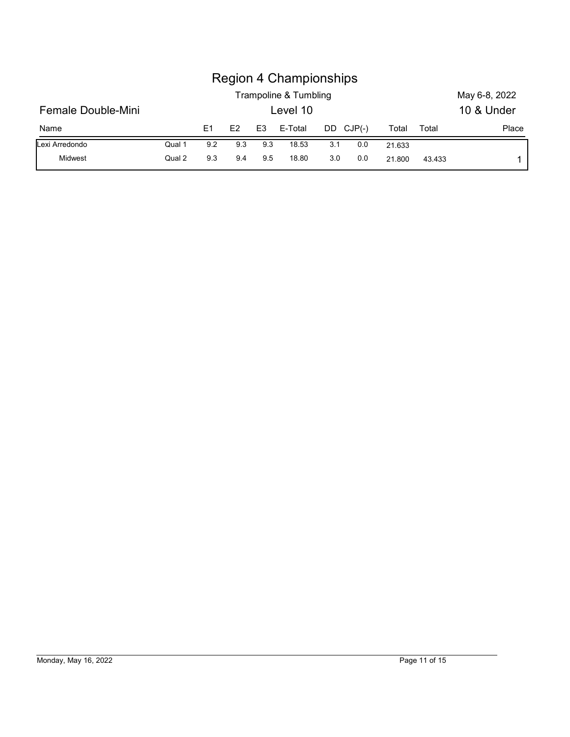# Region 4 Championships

Trampoline & Tumbling

May 6-8, 2022

## Female Double-Mini

Level 10

10 & Under

| Name | | E1 | E2 | E3 | E-Total | DD | CJP(-) | Total | Total | Place |
|---|---|---|---|---|---|---|---|---|---|---|
| Lexi Arredondo | Qual 1 | 9.2 | 9.3 | 9.3 | 18.53 | 3.1 | 0.0 | 21.633 | | |
| Midwest | Qual 2 | 9.3 | 9.4 | 9.5 | 18.80 | 3.0 | 0.0 | 21.800 | 43.433 | 1 |

Monday, May 16, 2022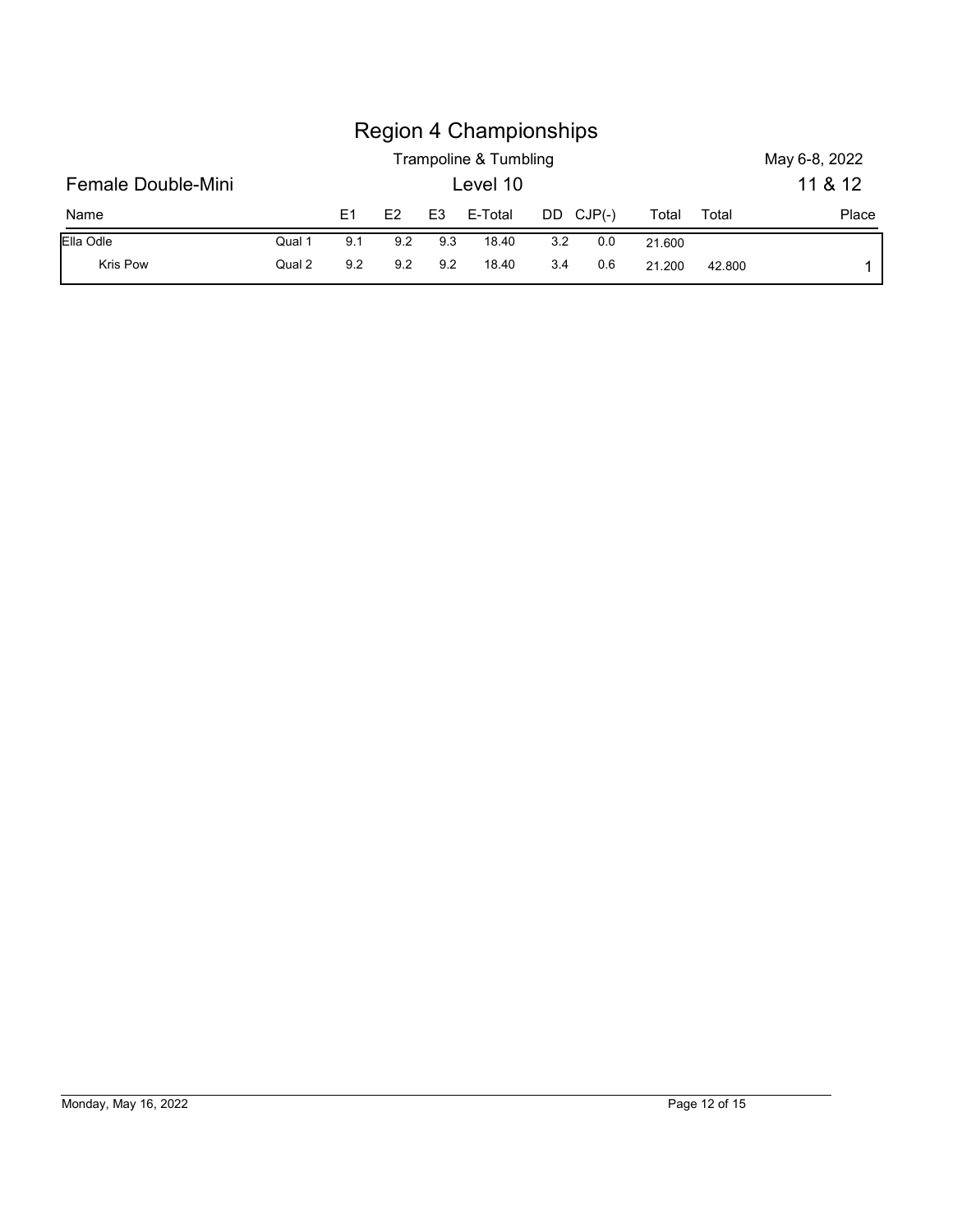# Region 4 Championships

Trampoline & Tumbling — May 6-8, 2022

## Female Double-Mini — Level 10 — 11 & 12

| Name | | E1 | E2 | E3 | E-Total | DD | CJP(-) | Total | Total | Place |
|---|---|---|---|---|---|---|---|---|---|---|
| Ella Odle | Qual 1 | 9.1 | 9.2 | 9.3 | 18.40 | 3.2 | 0.0 | 21.600 | | |
| Kris Pow | Qual 2 | 9.2 | 9.2 | 9.2 | 18.40 | 3.4 | 0.6 | 21.200 | 42.800 | 1 |

Monday, May 16, 2022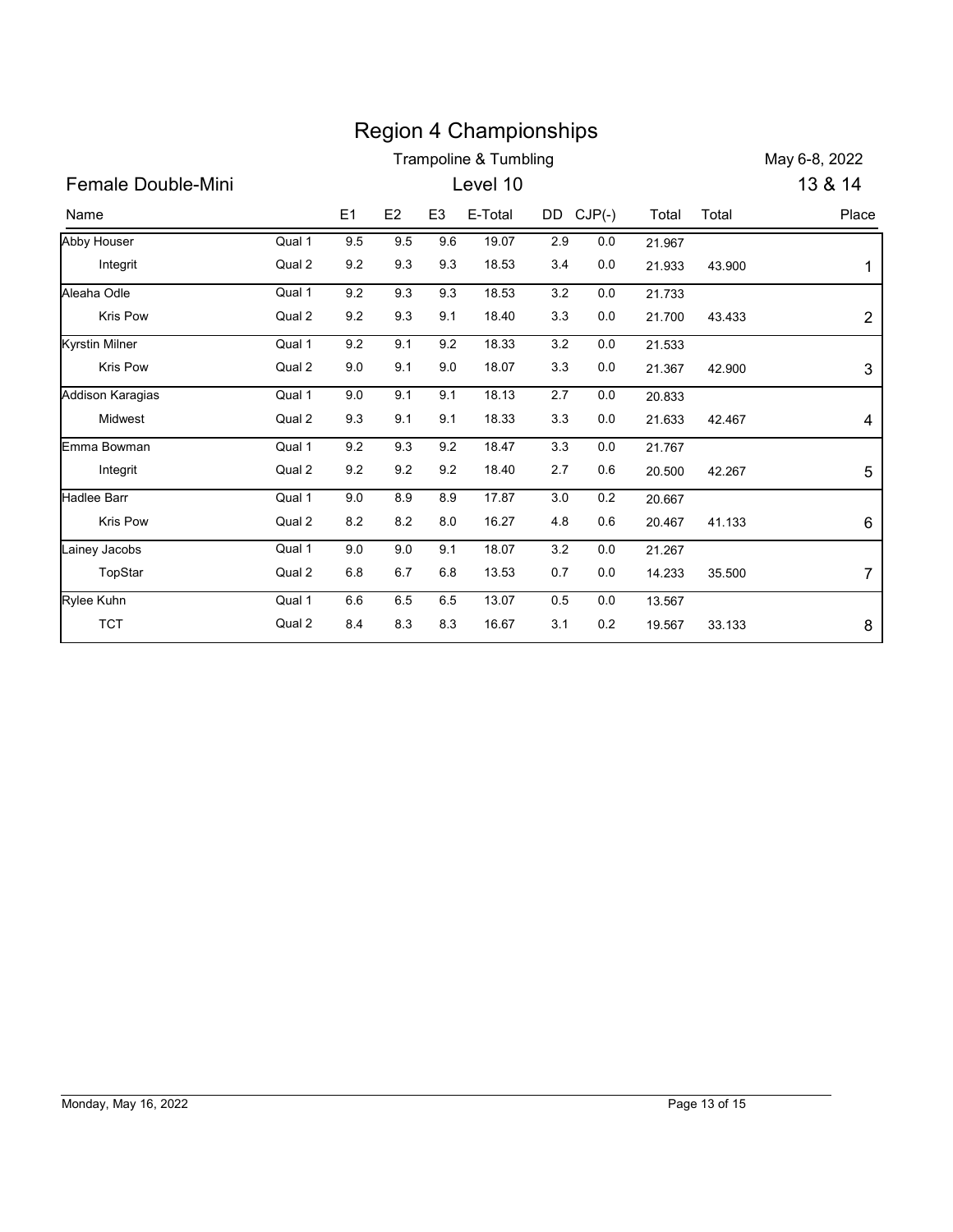# Region 4 Championships

Trampoline & Tumbling

May 6-8, 2022

## Female Double-Mini

Level 10

13 & 14

| Name | | E1 | E2 | E3 | E-Total | DD | CJP(-) | Total | Total | Place |
|---|---|---|---|---|---|---|---|---|---|---|
| Abby Houser | Qual 1 | 9.5 | 9.5 | 9.6 | 19.07 | 2.9 | 0.0 | 21.967 | | |
| Integrit | Qual 2 | 9.2 | 9.3 | 9.3 | 18.53 | 3.4 | 0.0 | 21.933 | 43.900 | 1 |
| Aleaha Odle | Qual 1 | 9.2 | 9.3 | 9.3 | 18.53 | 3.2 | 0.0 | 21.733 | | |
| Kris Pow | Qual 2 | 9.2 | 9.3 | 9.1 | 18.40 | 3.3 | 0.0 | 21.700 | 43.433 | 2 |
| Kyrstin Milner | Qual 1 | 9.2 | 9.1 | 9.2 | 18.33 | 3.2 | 0.0 | 21.533 | | |
| Kris Pow | Qual 2 | 9.0 | 9.1 | 9.0 | 18.07 | 3.3 | 0.0 | 21.367 | 42.900 | 3 |
| Addison Karagias | Qual 1 | 9.0 | 9.1 | 9.1 | 18.13 | 2.7 | 0.0 | 20.833 | | |
| Midwest | Qual 2 | 9.3 | 9.1 | 9.1 | 18.33 | 3.3 | 0.0 | 21.633 | 42.467 | 4 |
| Emma Bowman | Qual 1 | 9.2 | 9.3 | 9.2 | 18.47 | 3.3 | 0.0 | 21.767 | | |
| Integrit | Qual 2 | 9.2 | 9.2 | 9.2 | 18.40 | 2.7 | 0.6 | 20.500 | 42.267 | 5 |
| Hadlee Barr | Qual 1 | 9.0 | 8.9 | 8.9 | 17.87 | 3.0 | 0.2 | 20.667 | | |
| Kris Pow | Qual 2 | 8.2 | 8.2 | 8.0 | 16.27 | 4.8 | 0.6 | 20.467 | 41.133 | 6 |
| Lainey Jacobs | Qual 1 | 9.0 | 9.0 | 9.1 | 18.07 | 3.2 | 0.0 | 21.267 | | |
| TopStar | Qual 2 | 6.8 | 6.7 | 6.8 | 13.53 | 0.7 | 0.0 | 14.233 | 35.500 | 7 |
| Rylee Kuhn | Qual 1 | 6.6 | 6.5 | 6.5 | 13.07 | 0.5 | 0.0 | 13.567 | | |
| TCT | Qual 2 | 8.4 | 8.3 | 8.3 | 16.67 | 3.1 | 0.2 | 19.567 | 33.133 | 8 |

Monday, May 16, 2022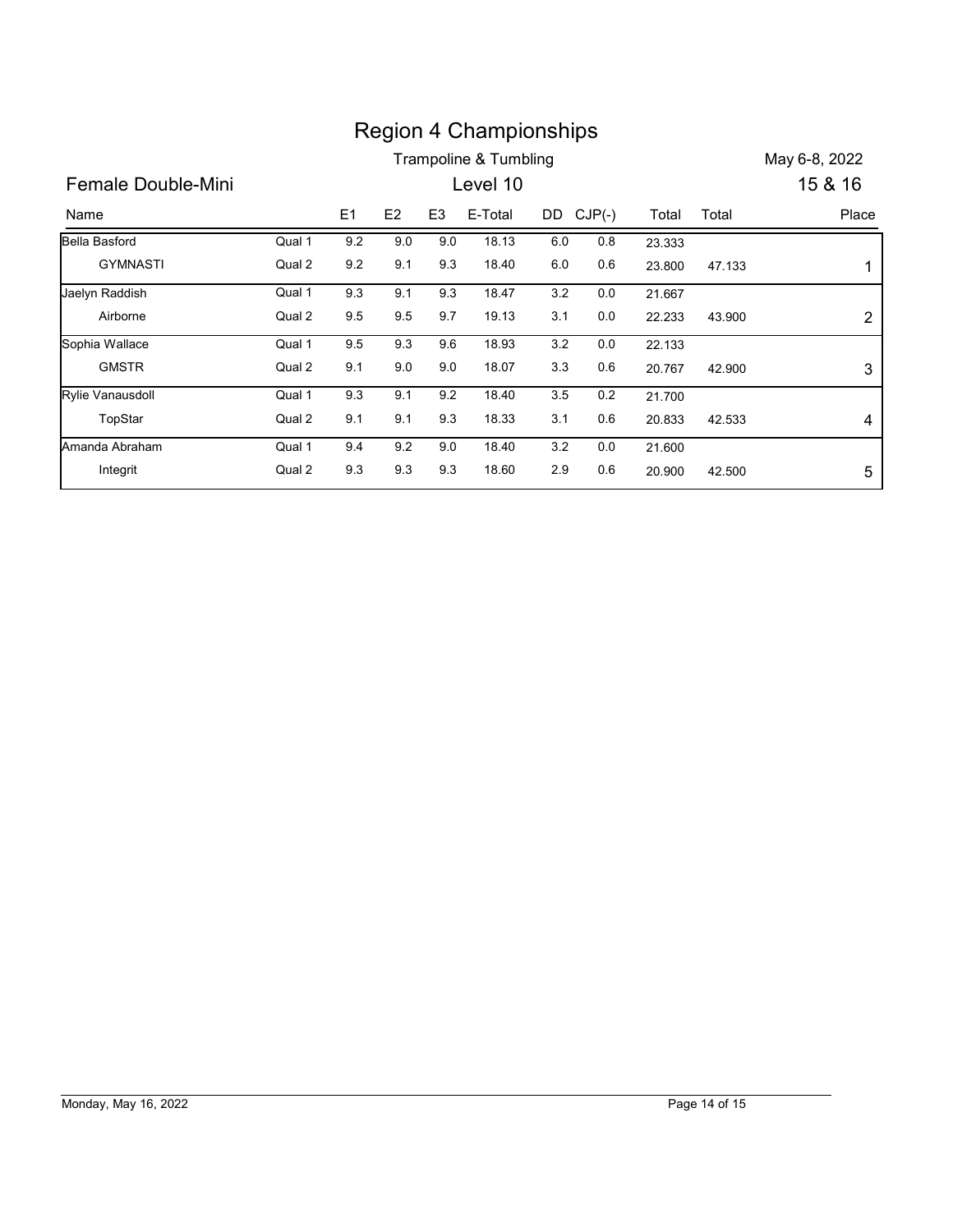# Region 4 Championships

Trampoline & Tumbling

May 6-8, 2022

## Female Double-Mini

Level 10

15 & 16

| Name | | E1 | E2 | E3 | E-Total | DD | CJP(-) | Total | Total | Place |
|---|---|---|---|---|---|---|---|---|---|---|
| Bella Basford | Qual 1 | 9.2 | 9.0 | 9.0 | 18.13 | 6.0 | 0.8 | 23.333 | | |
| GYMNASTI | Qual 2 | 9.2 | 9.1 | 9.3 | 18.40 | 6.0 | 0.6 | 23.800 | 47.133 | 1 |
| Jaelyn Raddish | Qual 1 | 9.3 | 9.1 | 9.3 | 18.47 | 3.2 | 0.0 | 21.667 | | |
| Airborne | Qual 2 | 9.5 | 9.5 | 9.7 | 19.13 | 3.1 | 0.0 | 22.233 | 43.900 | 2 |
| Sophia Wallace | Qual 1 | 9.5 | 9.3 | 9.6 | 18.93 | 3.2 | 0.0 | 22.133 | | |
| GMSTR | Qual 2 | 9.1 | 9.0 | 9.0 | 18.07 | 3.3 | 0.6 | 20.767 | 42.900 | 3 |
| Rylie Vanausdoll | Qual 1 | 9.3 | 9.1 | 9.2 | 18.40 | 3.5 | 0.2 | 21.700 | | |
| TopStar | Qual 2 | 9.1 | 9.1 | 9.3 | 18.33 | 3.1 | 0.6 | 20.833 | 42.533 | 4 |
| Amanda Abraham | Qual 1 | 9.4 | 9.2 | 9.0 | 18.40 | 3.2 | 0.0 | 21.600 | | |
| Integrit | Qual 2 | 9.3 | 9.3 | 9.3 | 18.60 | 2.9 | 0.6 | 20.900 | 42.500 | 5 |

Monday, May 16, 2022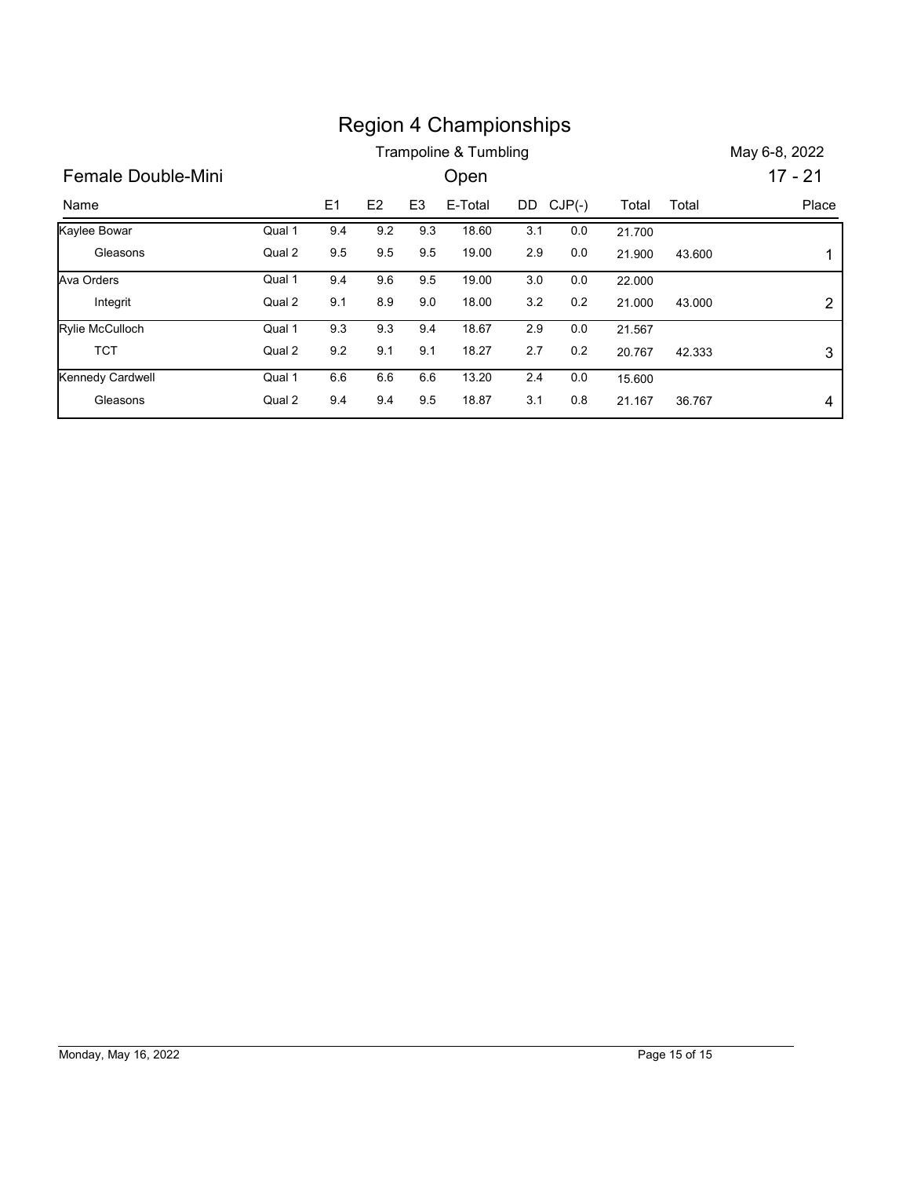# Region 4 Championships

Trampoline & Tumbling

May 6-8, 2022

## Female Double-Mini

Open

17 - 21

| Name | | E1 | E2 | E3 | E-Total | DD | CJP(-) | Total | Total | Place |
|---|---|---|---|---|---|---|---|---|---|---|
| Kaylee Bowar | Qual 1 | 9.4 | 9.2 | 9.3 | 18.60 | 3.1 | 0.0 | 21.700 | | |
| Gleasons | Qual 2 | 9.5 | 9.5 | 9.5 | 19.00 | 2.9 | 0.0 | 21.900 | 43.600 | 1 |
| Ava Orders | Qual 1 | 9.4 | 9.6 | 9.5 | 19.00 | 3.0 | 0.0 | 22.000 | | |
| Integrit | Qual 2 | 9.1 | 8.9 | 9.0 | 18.00 | 3.2 | 0.2 | 21.000 | 43.000 | 2 |
| Rylie McCulloch | Qual 1 | 9.3 | 9.3 | 9.4 | 18.67 | 2.9 | 0.0 | 21.567 | | |
| TCT | Qual 2 | 9.2 | 9.1 | 9.1 | 18.27 | 2.7 | 0.2 | 20.767 | 42.333 | 3 |
| Kennedy Cardwell | Qual 1 | 6.6 | 6.6 | 6.6 | 13.20 | 2.4 | 0.0 | 15.600 | | |
| Gleasons | Qual 2 | 9.4 | 9.4 | 9.5 | 18.87 | 3.1 | 0.8 | 21.167 | 36.767 | 4 |

Monday, May 16, 2022